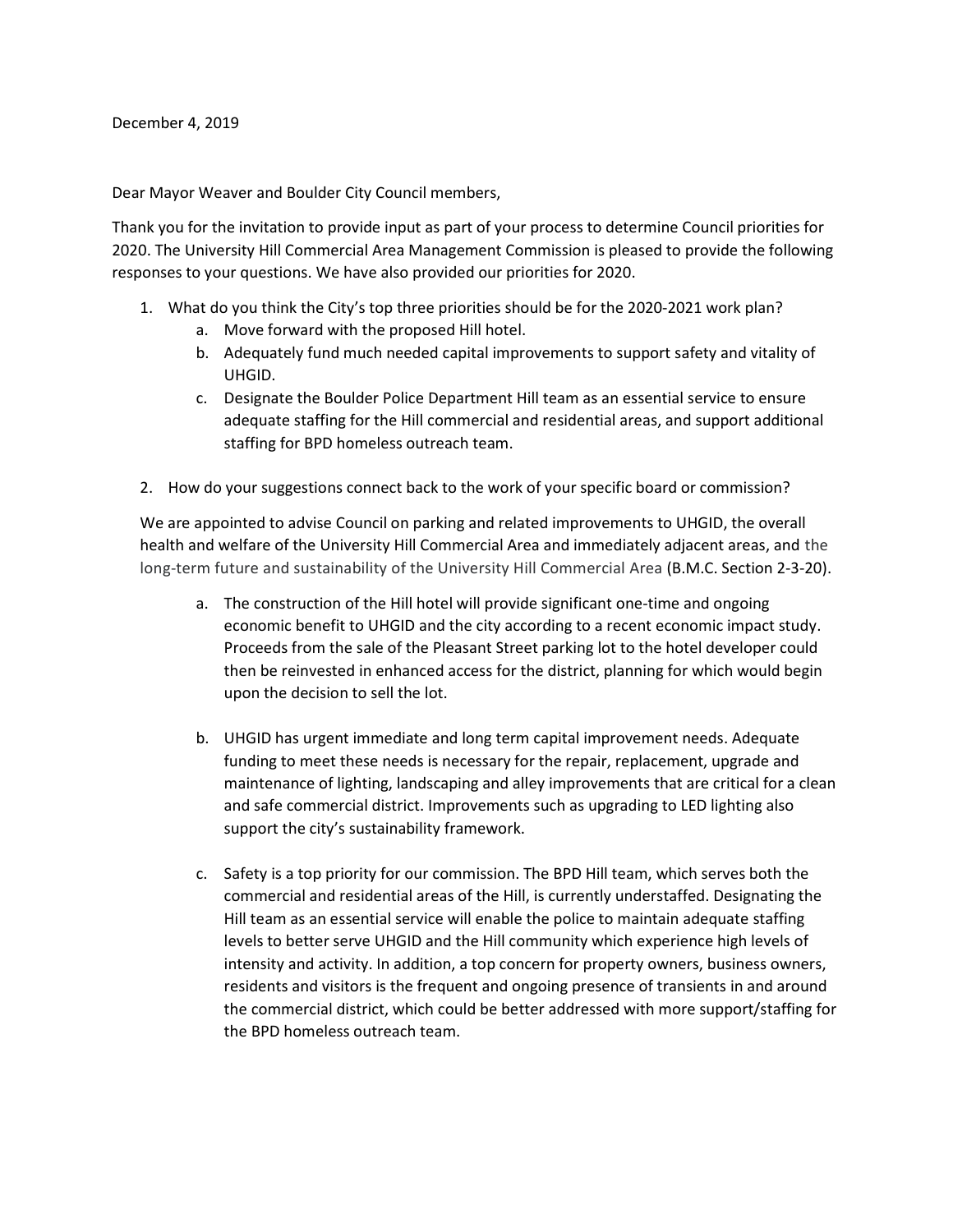December 4, 2019

Dear Mayor Weaver and Boulder City Council members,

Thank you for the invitation to provide input as part of your process to determine Council priorities for 2020. The University Hill Commercial Area Management Commission is pleased to provide the following responses to your questions. We have also provided our priorities for 2020.

1. What do you think the City's top three priorities should be for the 2020-2021 work plan?
   a. Move forward with the proposed Hill hotel.
   b. Adequately fund much needed capital improvements to support safety and vitality of UHGID.
   c. Designate the Boulder Police Department Hill team as an essential service to ensure adequate staffing for the Hill commercial and residential areas, and support additional staffing for BPD homeless outreach team.

2. How do your suggestions connect back to the work of your specific board or commission?

We are appointed to advise Council on parking and related improvements to UHGID, the overall health and welfare of the University Hill Commercial Area and immediately adjacent areas, and the long-term future and sustainability of the University Hill Commercial Area (B.M.C. Section 2-3-20).

a. The construction of the Hill hotel will provide significant one-time and ongoing economic benefit to UHGID and the city according to a recent economic impact study. Proceeds from the sale of the Pleasant Street parking lot to the hotel developer could then be reinvested in enhanced access for the district, planning for which would begin upon the decision to sell the lot.

b. UHGID has urgent immediate and long term capital improvement needs. Adequate funding to meet these needs is necessary for the repair, replacement, upgrade and maintenance of lighting, landscaping and alley improvements that are critical for a clean and safe commercial district. Improvements such as upgrading to LED lighting also support the city's sustainability framework.

c. Safety is a top priority for our commission. The BPD Hill team, which serves both the commercial and residential areas of the Hill, is currently understaffed. Designating the Hill team as an essential service will enable the police to maintain adequate staffing levels to better serve UHGID and the Hill community which experience high levels of intensity and activity. In addition, a top concern for property owners, business owners, residents and visitors is the frequent and ongoing presence of transients in and around the commercial district, which could be better addressed with more support/staffing for the BPD homeless outreach team.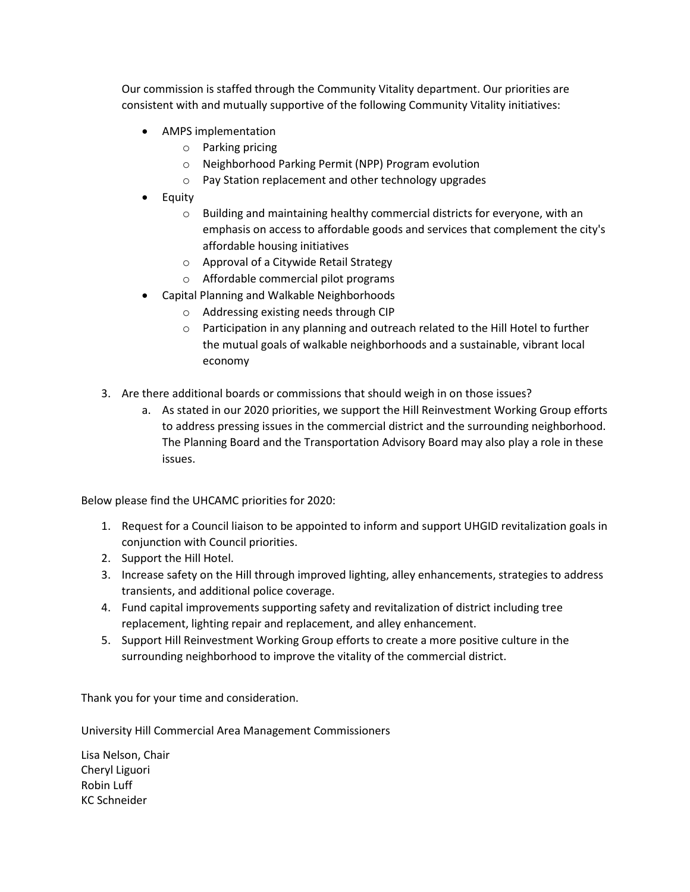Our commission is staffed through the Community Vitality department. Our priorities are consistent with and mutually supportive of the following Community Vitality initiatives:

- AMPS implementation
  - Parking pricing
  - Neighborhood Parking Permit (NPP) Program evolution
  - Pay Station replacement and other technology upgrades
- Equity
  - Building and maintaining healthy commercial districts for everyone, with an emphasis on access to affordable goods and services that complement the city's affordable housing initiatives
  - Approval of a Citywide Retail Strategy
  - Affordable commercial pilot programs
- Capital Planning and Walkable Neighborhoods
  - Addressing existing needs through CIP
  - Participation in any planning and outreach related to the Hill Hotel to further the mutual goals of walkable neighborhoods and a sustainable, vibrant local economy

3. Are there additional boards or commissions that should weigh in on those issues?
   a. As stated in our 2020 priorities, we support the Hill Reinvestment Working Group efforts to address pressing issues in the commercial district and the surrounding neighborhood. The Planning Board and the Transportation Advisory Board may also play a role in these issues.

Below please find the UHCAMC priorities for 2020:

1. Request for a Council liaison to be appointed to inform and support UHGID revitalization goals in conjunction with Council priorities.
2. Support the Hill Hotel.
3. Increase safety on the Hill through improved lighting, alley enhancements, strategies to address transients, and additional police coverage.
4. Fund capital improvements supporting safety and revitalization of district including tree replacement, lighting repair and replacement, and alley enhancement.
5. Support Hill Reinvestment Working Group efforts to create a more positive culture in the surrounding neighborhood to improve the vitality of the commercial district.

Thank you for your time and consideration.

University Hill Commercial Area Management Commissioners

Lisa Nelson, Chair
Cheryl Liguori
Robin Luff
KC Schneider